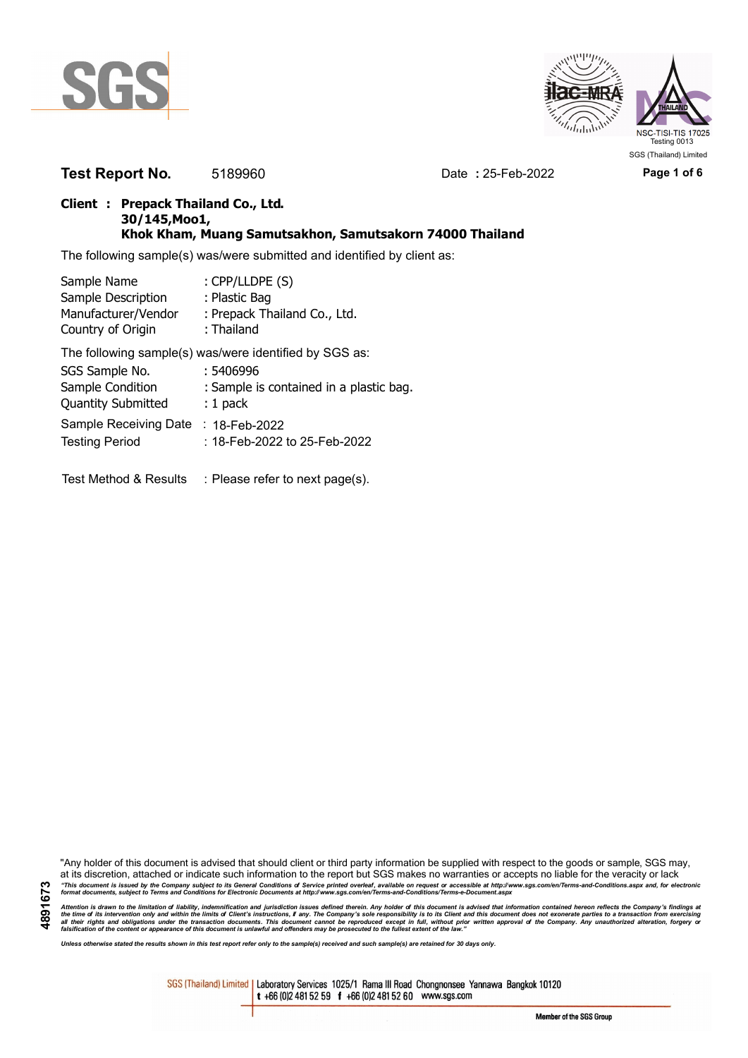**Test Report No.** 5189960 Date : 25-Feb-2022

**Client : Prepack Thailand Co., Ltd.**
**30/145,Moo1,**
**Khok Kham, Muang Samutsakhon, Samutsakorn 74000 Thailand**

The following sample(s) was/were submitted and identified by client as:

| | |
|---|---|
| Sample Name | : CPP/LLDPE (S) |
| Sample Description | : Plastic Bag |
| Manufacturer/Vendor | : Prepack Thailand Co., Ltd. |
| Country of Origin | : Thailand |

The following sample(s) was/were identified by SGS as:

| | |
|---|---|
| SGS Sample No. | : 5406996 |
| Sample Condition | : Sample is contained in a plastic bag. |
| Quantity Submitted | : 1 pack |
| Sample Receiving Date | : 18-Feb-2022 |
| Testing Period | : 18-Feb-2022 to 25-Feb-2022 |

Test Method & Results : Please refer to next page(s).

"Any holder of this document is advised that should client or third party information be supplied with respect to the goods or sample, SGS may, at its discretion, attached or indicate such information to the report but SGS makes no warranties or accepts no liable for the veracity or lack

*"This document is issued by the Company subject to its General Conditions of Service printed overleaf, available on request or accessible at http://www.sgs.com/en/Terms-and-Conditions.aspx and, for electronic format documents, subject to Terms and Conditions for Electronic Documents at http://www.sgs.com/en/Terms-and-Conditions/Terms-e-Document.aspx*

*Attention is drawn to the limitation of liability, indemnification and jurisdiction issues defined therein. Any holder of this document is advised that information contained hereon reflects the Company's findings at the time of its intervention only and within the limits of Client's instructions, if any. The Company's sole responsibility is to its Client and this document does not exonerate parties to a transaction from exercising all their rights and obligations under the transaction documents. This document cannot be reproduced except in full, without prior written approval of the Company. Any unauthorized alteration, forgery or falsification of the content or appearance of this document is unlawful and offenders may be prosecuted to the fullest extent of the law."*

*Unless otherwise stated the results shown in this test report refer only to the sample(s) received and such sample(s) are retained for 30 days only.*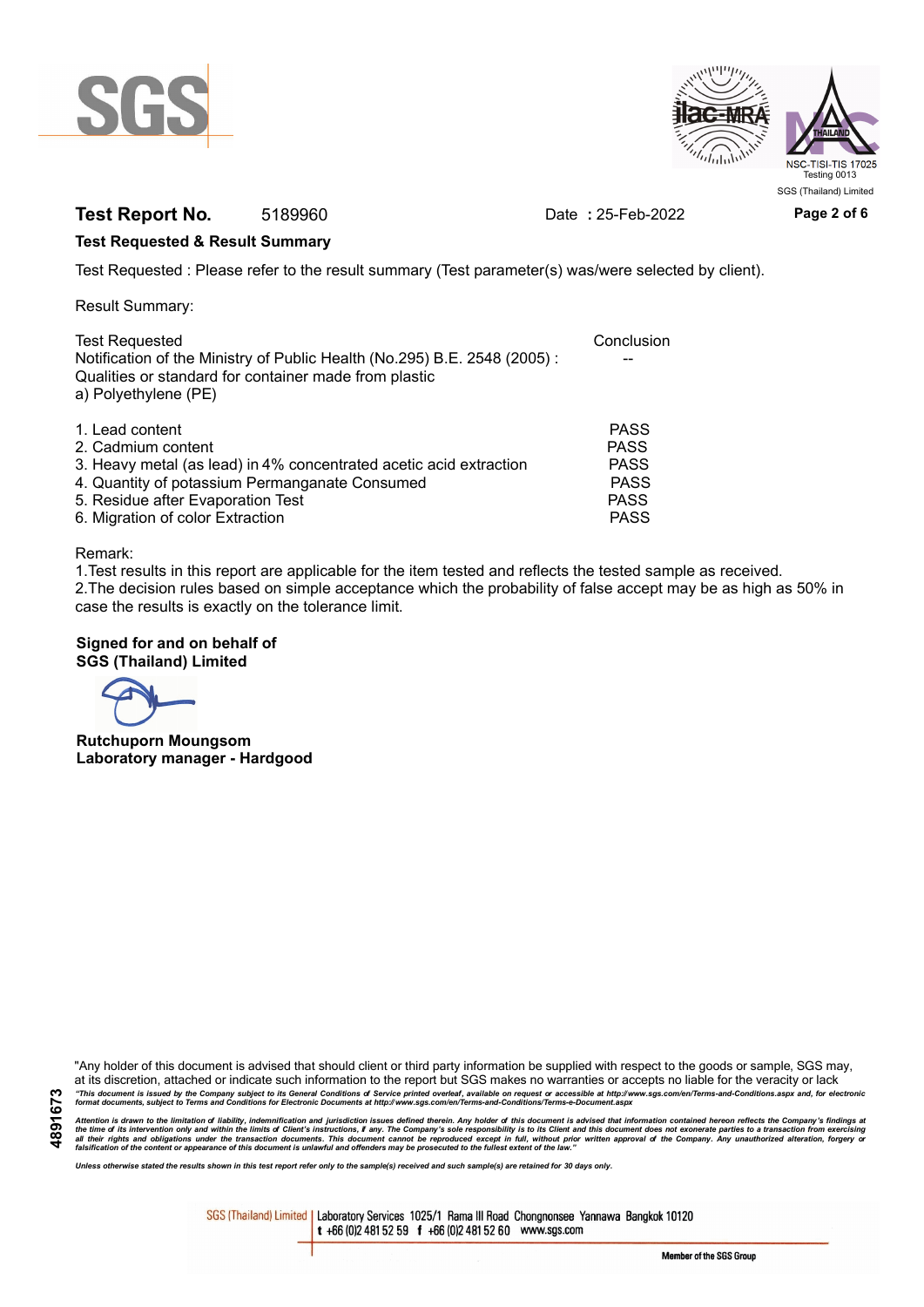**Test Report No.** 5189960 Date : 25-Feb-2022

**Test Requested & Result Summary**

Test Requested : Please refer to the result summary (Test parameter(s) was/were selected by client).

Result Summary:

| Test Requested | Conclusion |
|---|---|
| Notification of the Ministry of Public Health (No.295) B.E. 2548 (2005) : Qualities or standard for container made from plastic a) Polyethylene (PE) | -- |
| 1. Lead content | PASS |
| 2. Cadmium content | PASS |
| 3. Heavy metal (as lead) in 4% concentrated acetic acid extraction | PASS |
| 4. Quantity of potassium Permanganate Consumed | PASS |
| 5. Residue after Evaporation Test | PASS |
| 6. Migration of color Extraction | PASS |

Remark:
1.Test results in this report are applicable for the item tested and reflects the tested sample as received.
2.The decision rules based on simple acceptance which the probability of false accept may be as high as 50% in case the results is exactly on the tolerance limit.

**Signed for and on behalf of**
**SGS (Thailand) Limited**

**Rutchuporn Moungsom**
**Laboratory manager - Hardgood**

"Any holder of this document is advised that should client or third party information be supplied with respect to the goods or sample, SGS may, at its discretion, attached or indicate such information to the report but SGS makes no warranties or accepts no liable for the veracity or lack

*"This document is issued by the Company subject to its General Conditions of Service printed overleaf, available on request or accessible at http://www.sgs.com/en/Terms-and-Conditions.aspx and, for electronic format documents, subject to Terms and Conditions for Electronic Documents at http://www.sgs.com/en/Terms-and-Conditions/Terms-e-Document.aspx*

*Attention is drawn to the limitation of liability, indemnification and jurisdiction issues defined therein. Any holder of this document is advised that information contained hereon reflects the Company's findings at the time of its intervention only and within the limits of Client's instructions, if any. The Company's sole responsibility is to its Client and this document does not exonerate parties to a transaction from exercising all their rights and obligations under the transaction documents. This document cannot be reproduced except in full, without prior written approval of the Company. Any unauthorized alteration, forgery or falsification of the content or appearance of this document is unlawful and offenders may be prosecuted to the fullest extent of the law."*

*Unless otherwise stated the results shown in this test report refer only to the sample(s) received and such sample(s) are retained for 30 days only.*

4891673

SGS (Thailand) Limited | Laboratory Services 1025/1 Rama III Road Chongnonsee Yannawa Bangkok 10120
t +66 (0)2 481 52 59 f +66 (0)2 481 52 60 www.sgs.com

Member of the SGS Group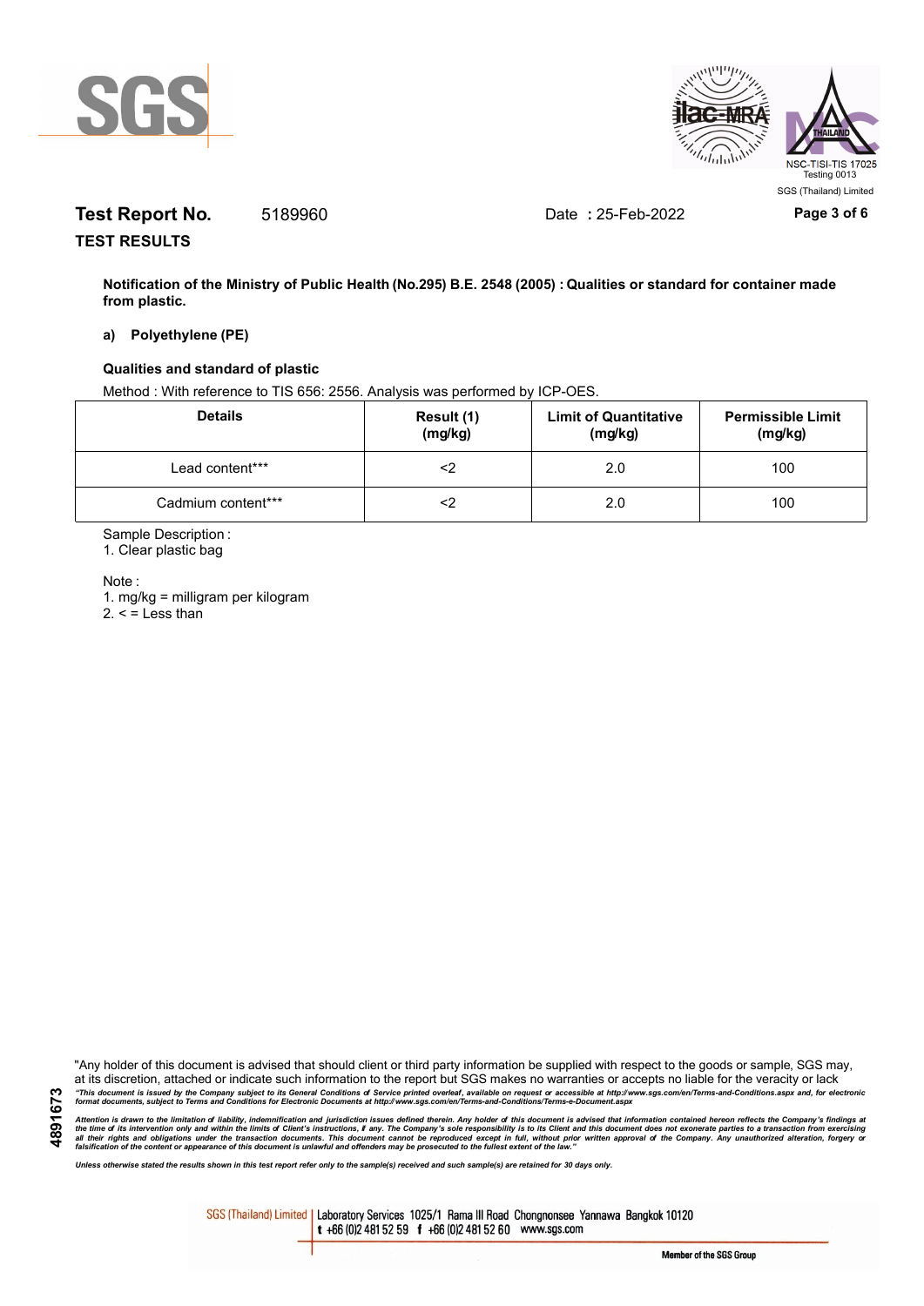**Test Report No.** 5189960 Date **:** 25-Feb-2022

**TEST RESULTS**

**Notification of the Ministry of Public Health (No.295) B.E. 2548 (2005) : Qualities or standard for container made from plastic.**

**a) Polyethylene (PE)**

**Qualities and standard of plastic**

Method : With reference to TIS 656: 2556. Analysis was performed by ICP-OES.

| Details | Result (1) (mg/kg) | Limit of Quantitative (mg/kg) | Permissible Limit (mg/kg) |
|---|---|---|---|
| Lead content*** | <2 | 2.0 | 100 |
| Cadmium content*** | <2 | 2.0 | 100 |

Sample Description :

1. Clear plastic bag

Note :

1. mg/kg = milligram per kilogram
2. < = Less than

"Any holder of this document is advised that should client or third party information be supplied with respect to the goods or sample, SGS may, at its discretion, attached or indicate such information to the report but SGS makes no warranties or accepts no liable for the veracity or lack

*"This document is issued by the Company subject to its General Conditions of Service printed overleaf, available on request or accessible at http://www.sgs.com/en/Terms-and-Conditions.aspx and, for electronic format documents, subject to Terms and Conditions for Electronic Documents at http://www.sgs.com/en/Terms-and-Conditions/Terms-e-Document.aspx*

*Attention is drawn to the limitation of liability, indemnification and jurisdiction issues defined therein. Any holder of this document is advised that information contained hereon reflects the Company's findings at the time of its intervention only and within the limits of Client's instructions, if any. The Company's sole responsibility is to its Client and this document does not exonerate parties to a transaction from exercising all their rights and obligations under the transaction documents. This document cannot be reproduced except in full, without prior written approval of the Company. Any unauthorized alteration, forgery or falsification of the content or appearance of this document is unlawful and offenders may be prosecuted to the fullest extent of the law."*

*Unless otherwise stated the results shown in this test report refer only to the sample(s) received and such sample(s) are retained for 30 days only.*

4891673

SGS (Thailand) Limited | Laboratory Services 1025/1 Rama III Road Chongnonsee Yannawa Bangkok 10120 t +66 (0)2 481 52 59 f +66 (0)2 481 52 60 www.sgs.com

Member of the SGS Group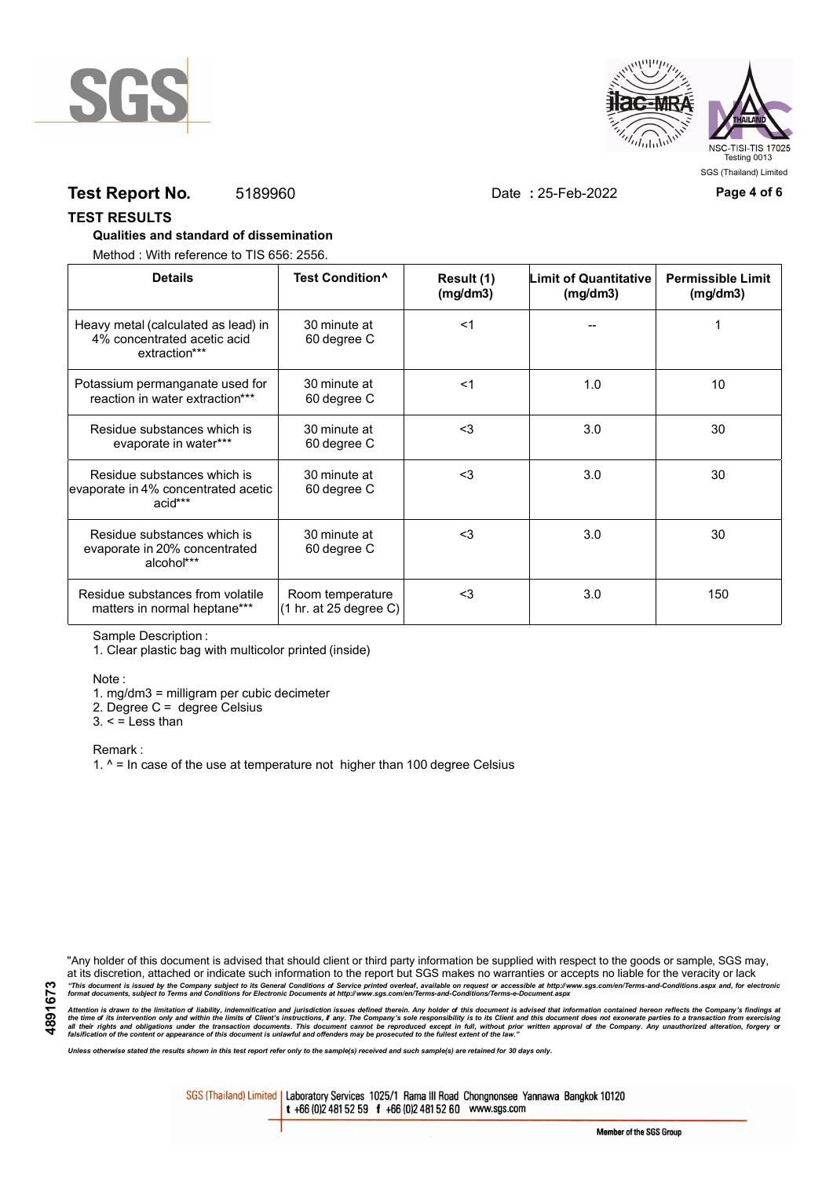**Test Report No.** 5189960 Date **:** 25-Feb-2022

## TEST RESULTS

**Qualities and standard of dissemination**

Method : With reference to TIS 656: 2556.

| Details | Test Condition^ | Result (1) (mg/dm3) | Limit of Quantitative (mg/dm3) | Permissible Limit (mg/dm3) |
|---|---|---|---|---|
| Heavy metal (calculated as lead) in 4% concentrated acetic acid extraction*** | 30 minute at 60 degree C | <1 | -- | 1 |
| Potassium permanganate used for reaction in water extraction*** | 30 minute at 60 degree C | <1 | 1.0 | 10 |
| Residue substances which is evaporate in water*** | 30 minute at 60 degree C | <3 | 3.0 | 30 |
| Residue substances which is evaporate in 4% concentrated acetic acid*** | 30 minute at 60 degree C | <3 | 3.0 | 30 |
| Residue substances which is evaporate in 20% concentrated alcohol*** | 30 minute at 60 degree C | <3 | 3.0 | 30 |
| Residue substances from volatile matters in normal heptane*** | Room temperature (1 hr. at 25 degree C) | <3 | 3.0 | 150 |

Sample Description :

1. Clear plastic bag with multicolor printed (inside)

Note :

1. mg/dm3 = milligram per cubic decimeter
2. Degree C = degree Celsius
3. < = Less than

Remark :

1. ^ = In case of the use at temperature not higher than 100 degree Celsius

"Any holder of this document is advised that should client or third party information be supplied with respect to the goods or sample, SGS may, at its discretion, attached or indicate such information to the report but SGS makes no warranties or accepts no liable for the veracity or lack

*"This document is issued by the Company subject to its General Conditions of Service printed overleaf, available on request or accessible at http://www.sgs.com/en/Terms-and-Conditions.aspx and, for electronic format documents, subject to Terms and Conditions for Electronic Documents at http://www.sgs.com/en/Terms-and-Conditions/Terms-e-Document.aspx*

*Attention is drawn to the limitation of liability, indemnification and jurisdiction issues defined therein. Any holder of this document is advised that information contained hereon reflects the Company's findings at the time of its intervention only and within the limits of Client's instructions, if any. The Company's sole responsibility is to its Client and this document does not exonerate parties to a transaction from exercising all their rights and obligations under the transaction documents. This document cannot be reproduced except in full, without prior written approval of the Company. Any unauthorized alteration, forgery or falsification of the content or appearance of this document is unlawful and offenders may be prosecuted to the fullest extent of the law."*

*Unless otherwise stated the results shown in this test report refer only to the sample(s) received and such sample(s) are retained for 30 days only.*

SGS (Thailand) Limited | Laboratory Services 1025/1 Rama III Road Chongnonsee Yannawa Bangkok 10120 t +66 (0)2 481 52 59 f +66 (0)2 481 52 60 www.sgs.com

Member of the SGS Group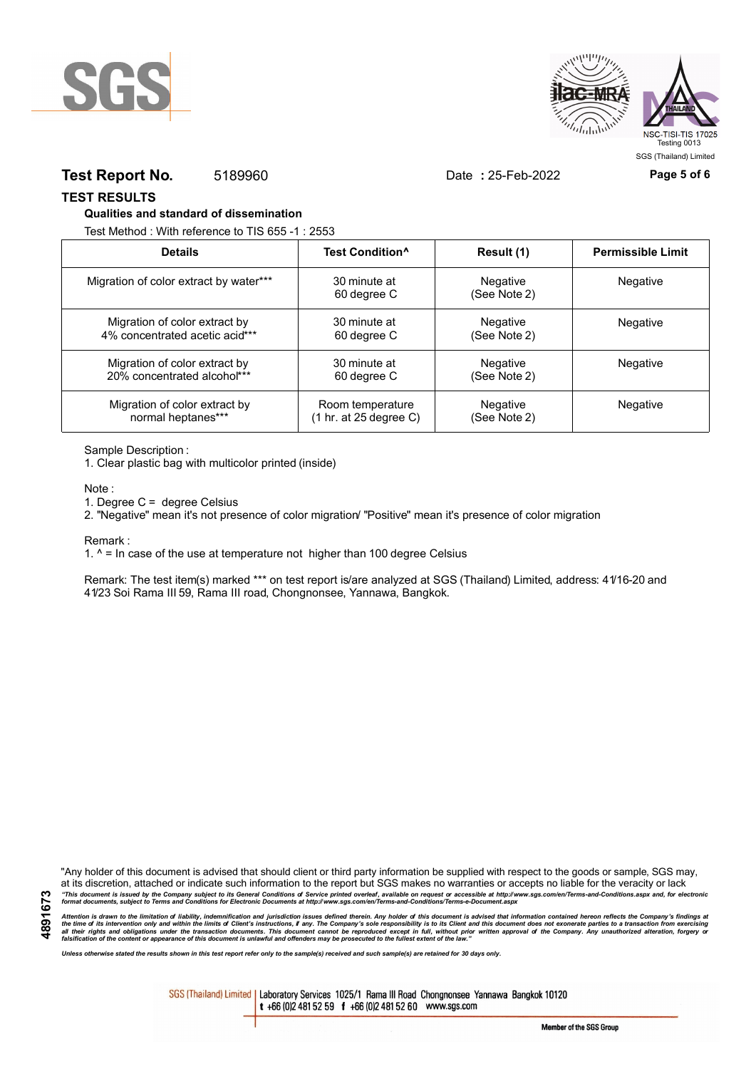**Test Report No.** 5189960 Date **:** 25-Feb-2022

## TEST RESULTS

### Qualities and standard of dissemination

Test Method : With reference to TIS 655 -1 : 2553

| Details | Test Condition^ | Result (1) | Permissible Limit |
|---|---|---|---|
| Migration of color extract by water*** | 30 minute at 60 degree C | Negative (See Note 2) | Negative |
| Migration of color extract by 4% concentrated acetic acid*** | 30 minute at 60 degree C | Negative (See Note 2) | Negative |
| Migration of color extract by 20% concentrated alcohol*** | 30 minute at 60 degree C | Negative (See Note 2) | Negative |
| Migration of color extract by normal heptanes*** | Room temperature (1 hr. at 25 degree C) | Negative (See Note 2) | Negative |

Sample Description :

1. Clear plastic bag with multicolor printed (inside)

Note :

1. Degree C = degree Celsius
2. "Negative" mean it's not presence of color migration/ "Positive" mean it's presence of color migration

Remark :

1. ^ = In case of the use at temperature not higher than 100 degree Celsius

Remark: The test item(s) marked *** on test report is/are analyzed at SGS (Thailand) Limited, address: 41/16-20 and 41/23 Soi Rama III 59, Rama III road, Chongnonsee, Yannawa, Bangkok.

"Any holder of this document is advised that should client or third party information be supplied with respect to the goods or sample, SGS may, at its discretion, attached or indicate such information to the report but SGS makes no warranties or accepts no liable for the veracity or lack

*"This document is issued by the Company subject to its General Conditions of Service printed overleaf, available on request or accessible at http://www.sgs.com/en/Terms-and-Conditions.aspx and, for electronic format documents, subject to Terms and Conditions for Electronic Documents at http://www.sgs.com/en/Terms-and-Conditions/Terms-e-Document.aspx*

*Attention is drawn to the limitation of liability, indemnification and jurisdiction issues defined therein. Any holder of this document is advised that information contained hereon reflects the Company's findings at the time of its intervention only and within the limits of Client's instructions, if any. The Company's sole responsibility is to its Client and this document does not exonerate parties to a transaction from exercising all their rights and obligations under the transaction documents. This document cannot be reproduced except in full, without prior written approval of the Company. Any unauthorized alteration, forgery or falsification of the content or appearance of this document is unlawful and offenders may be prosecuted to the fullest extent of the law."*

*Unless otherwise stated the results shown in this test report refer only to the sample(s) received and such sample(s) are retained for 30 days only.*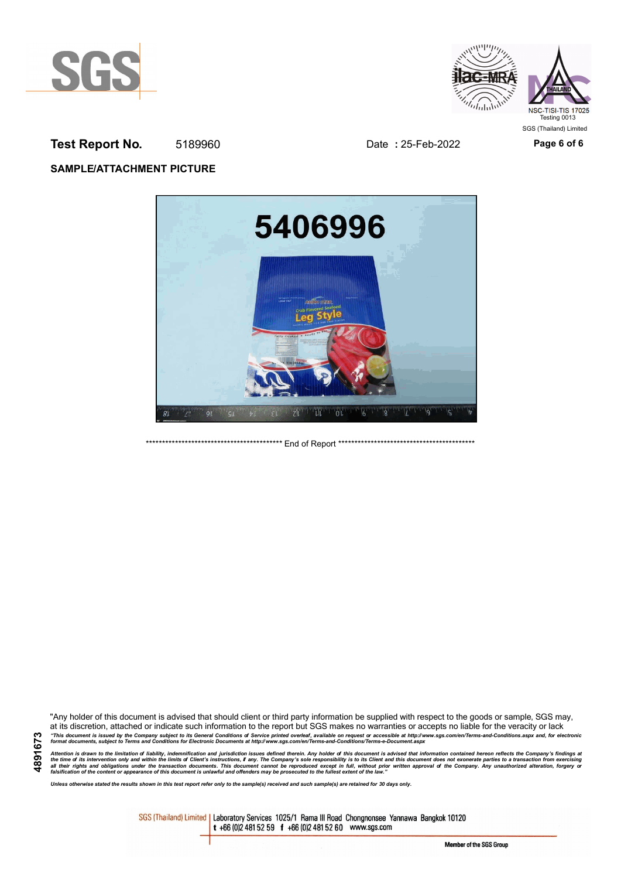**Test Report No.** 5189960 Date : 25-Feb-2022

**SAMPLE/ATTACHMENT PICTURE**

******************************************** End of Report ********************************************

"Any holder of this document is advised that should client or third party information be supplied with respect to the goods or sample, SGS may, at its discretion, attached or indicate such information to the report but SGS makes no warranties or accepts no liable for the veracity or lack

*"This document is issued by the Company subject to its General Conditions of Service printed overleaf, available on request or accessible at http://www.sgs.com/en/Terms-and-Conditions.aspx and, for electronic format documents, subject to Terms and Conditions for Electronic Documents at http://www.sgs.com/en/Terms-and-Conditions/Terms-e-Document.aspx*

*Attention is drawn to the limitation of liability, indemnification and jurisdiction issues defined therein. Any holder of this document is advised that information contained hereon reflects the Company's findings at the time of its intervention only and within the limits of Client's instructions, if any. The Company's sole responsibility is to its Client and this document does not exonerate parties to a transaction from exercising all their rights and obligations under the transaction documents. This document cannot be reproduced except in full, without prior written approval of the Company. Any unauthorized alteration, forgery or falsification of the content or appearance of this document is unlawful and offenders may be prosecuted to the fullest extent of the law."*

*Unless otherwise stated the results shown in this test report refer only to the sample(s) received and such sample(s) are retained for 30 days only.*

SGS (Thailand) Limited | Laboratory Services 1025/1 Rama III Road Chongnonsee Yannawa Bangkok 10120
t +66 (0)2 481 52 59 f +66 (0)2 481 52 60 www.sgs.com

Member of the SGS Group